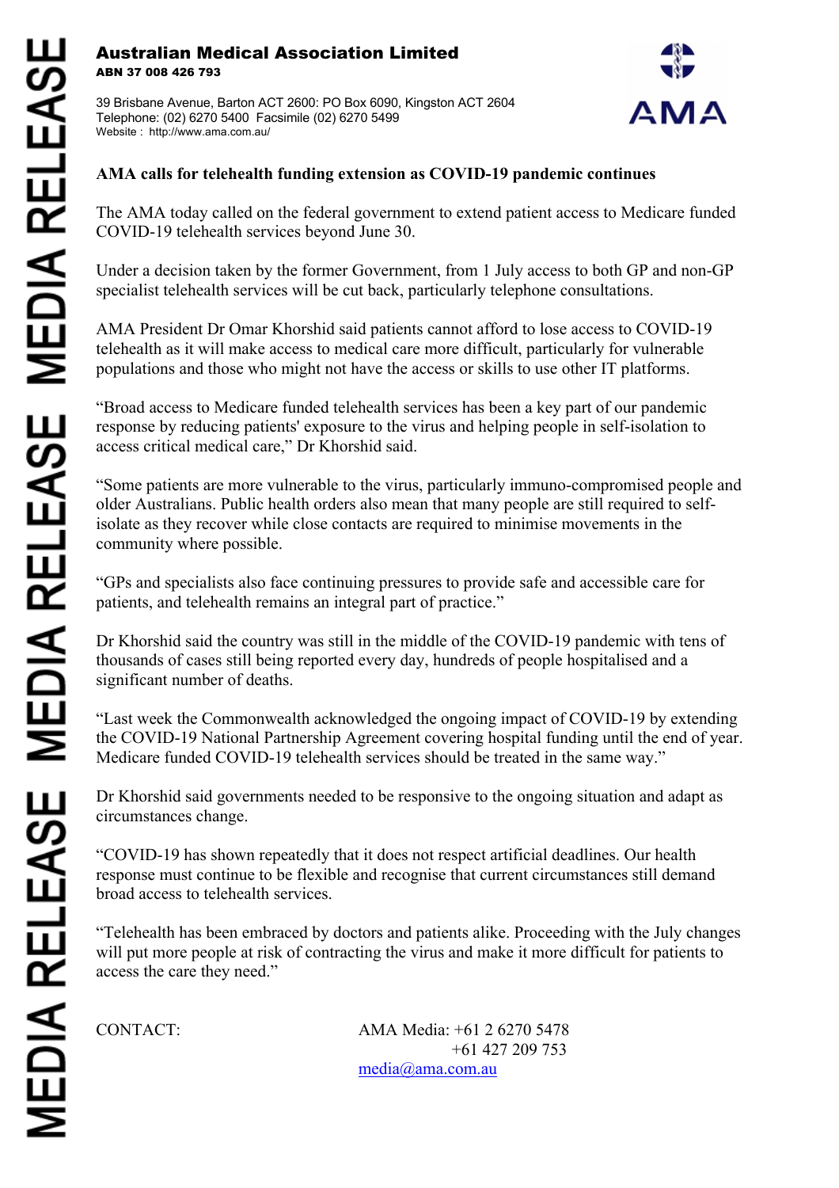**Australian Medical Association Limited**
**ABN 37 008 426 793**

39 Brisbane Avenue, Barton ACT 2600: PO Box 6090, Kingston ACT 2604
Telephone: (02) 6270 5400 Facsimile (02) 6270 5499
Website : http://www.ama.com.au/

# AMA calls for telehealth funding extension as COVID-19 pandemic continues

The AMA today called on the federal government to extend patient access to Medicare funded COVID-19 telehealth services beyond June 30.

Under a decision taken by the former Government, from 1 July access to both GP and non-GP specialist telehealth services will be cut back, particularly telephone consultations.

AMA President Dr Omar Khorshid said patients cannot afford to lose access to COVID-19 telehealth as it will make access to medical care more difficult, particularly for vulnerable populations and those who might not have the access or skills to use other IT platforms.

"Broad access to Medicare funded telehealth services has been a key part of our pandemic response by reducing patients' exposure to the virus and helping people in self-isolation to access critical medical care," Dr Khorshid said.

"Some patients are more vulnerable to the virus, particularly immuno-compromised people and older Australians. Public health orders also mean that many people are still required to self-isolate as they recover while close contacts are required to minimise movements in the community where possible.

"GPs and specialists also face continuing pressures to provide safe and accessible care for patients, and telehealth remains an integral part of practice."

Dr Khorshid said the country was still in the middle of the COVID-19 pandemic with tens of thousands of cases still being reported every day, hundreds of people hospitalised and a significant number of deaths.

"Last week the Commonwealth acknowledged the ongoing impact of COVID-19 by extending the COVID-19 National Partnership Agreement covering hospital funding until the end of year. Medicare funded COVID-19 telehealth services should be treated in the same way."

Dr Khorshid said governments needed to be responsive to the ongoing situation and adapt as circumstances change.

"COVID-19 has shown repeatedly that it does not respect artificial deadlines. Our health response must continue to be flexible and recognise that current circumstances still demand broad access to telehealth services.

"Telehealth has been embraced by doctors and patients alike. Proceeding with the July changes will put more people at risk of contracting the virus and make it more difficult for patients to access the care they need."

CONTACT: AMA Media: +61 2 6270 5478
+61 427 209 753
media@ama.com.au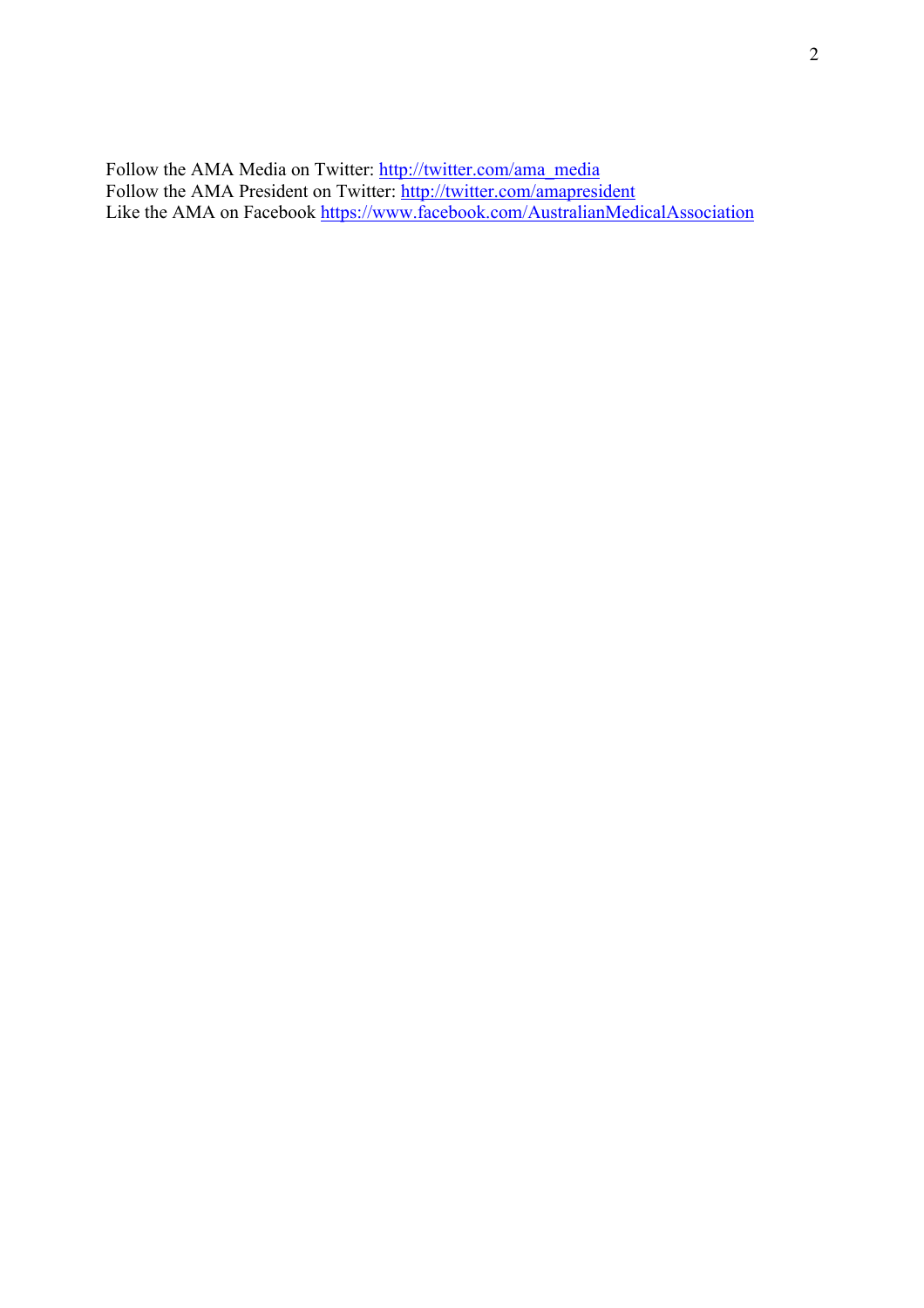Follow the AMA Media on Twitter: http://twitter.com/ama_media
Follow the AMA President on Twitter: http://twitter.com/amapresident
Like the AMA on Facebook https://www.facebook.com/AustralianMedicalAssociation